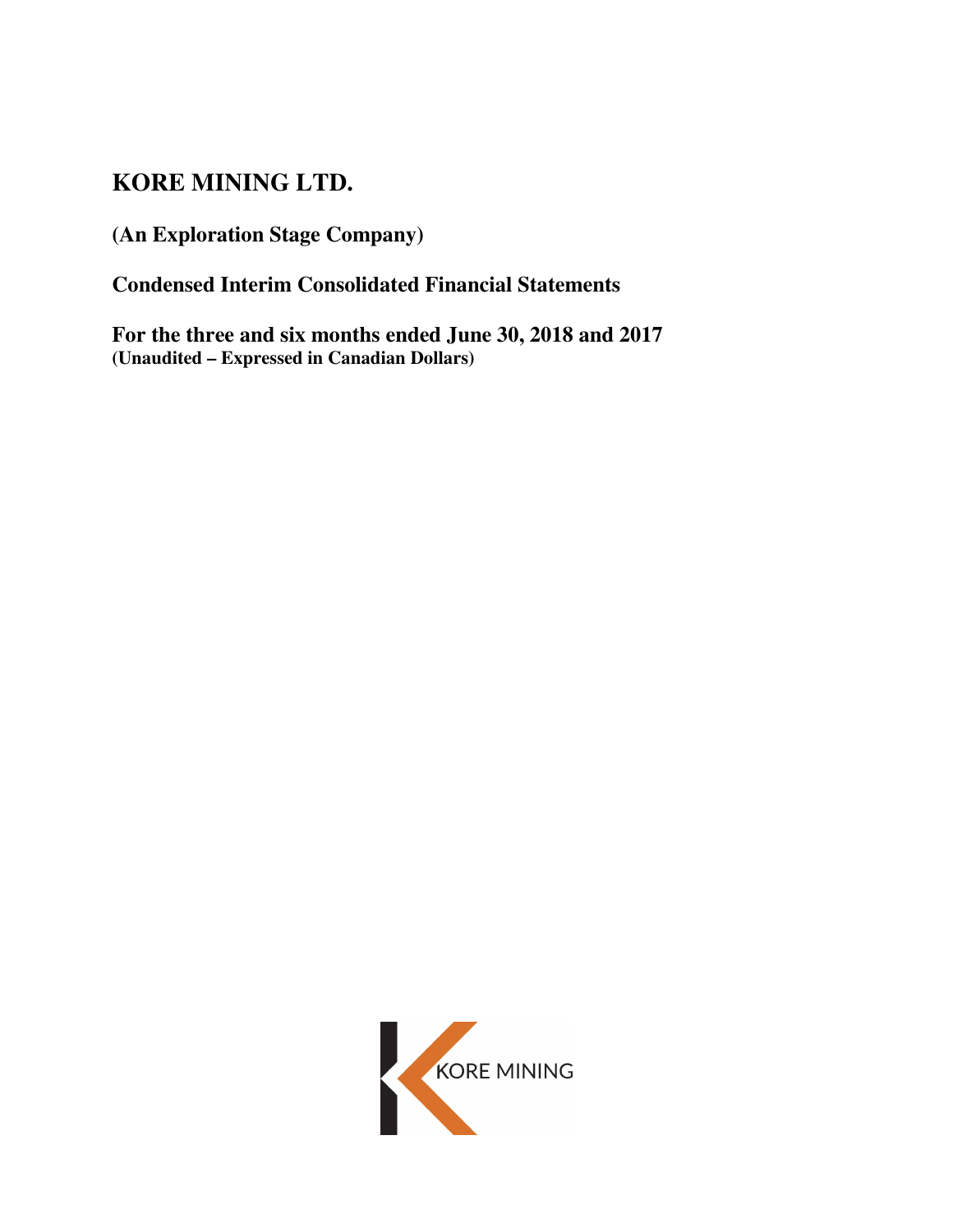# KORE MINING LTD.

**(An Exploration Stage Company)**

**Condensed Interim Consolidated Financial Statements**

**For the three and six months ended June 30, 2018 and 2017**
**(Unaudited – Expressed in Canadian Dollars)**

KORE MINING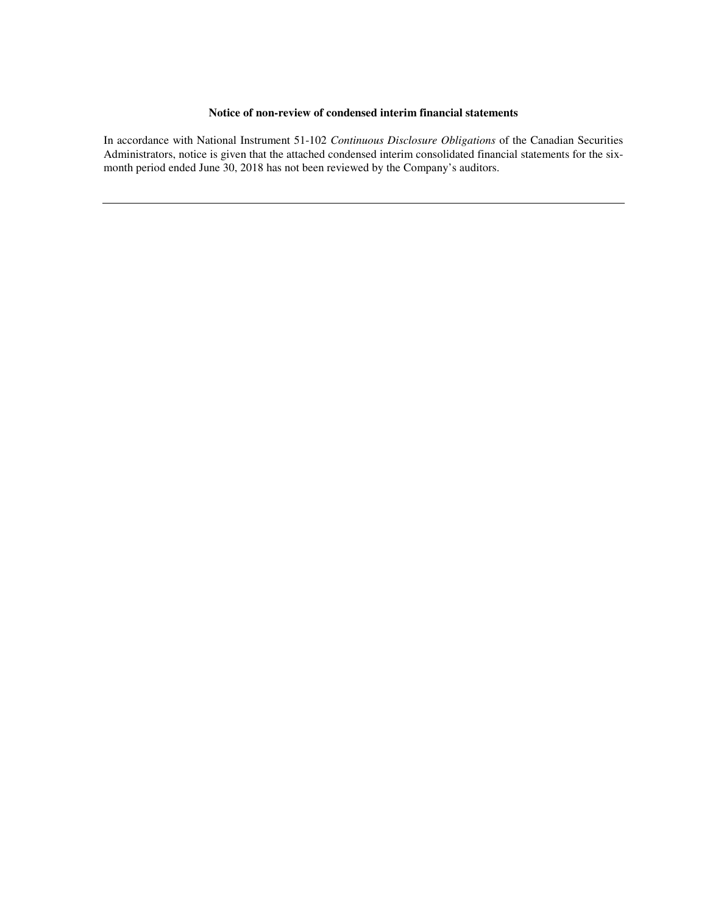**Notice of non-review of condensed interim financial statements**

In accordance with National Instrument 51-102 *Continuous Disclosure Obligations* of the Canadian Securities Administrators, notice is given that the attached condensed interim consolidated financial statements for the six-month period ended June 30, 2018 has not been reviewed by the Company's auditors.

---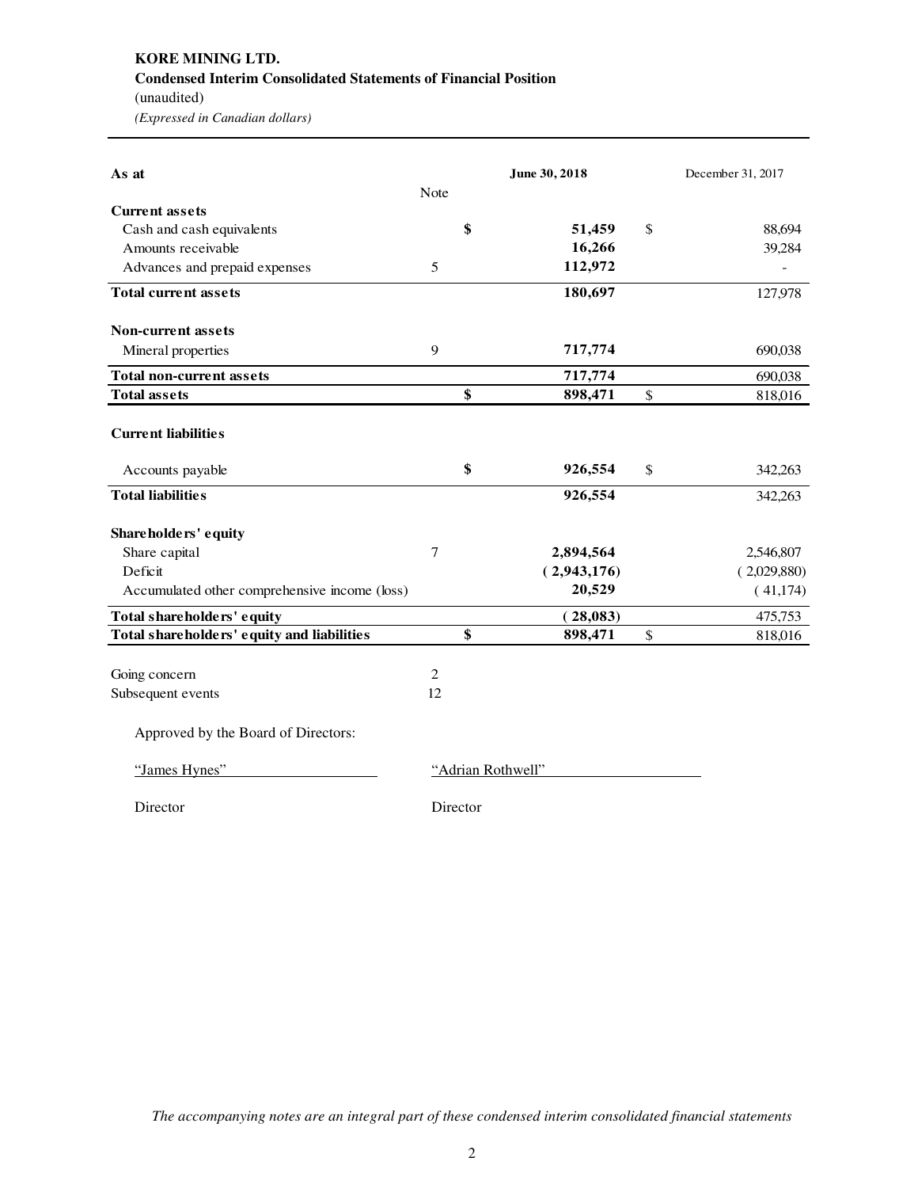**KORE MINING LTD.**
**Condensed Interim Consolidated Statements of Financial Position**
(unaudited)
*(Expressed in Canadian dollars)*

| As at | Note | June 30, 2018 | December 31, 2017 |
|---|---|---|---|
| **Current assets** | | | |
| Cash and cash equivalents | | $ 51,459 | $ 88,694 |
| Amounts receivable | | 16,266 | 39,284 |
| Advances and prepaid expenses | 5 | 112,972 | - |
| **Total current assets** | | 180,697 | 127,978 |
| **Non-current assets** | | | |
| Mineral properties | 9 | 717,774 | 690,038 |
| **Total non-current assets** | | 717,774 | 690,038 |
| **Total assets** | | $ 898,471 | $ 818,016 |
| **Current liabilities** | | | |
| Accounts payable | | $ 926,554 | $ 342,263 |
| **Total liabilities** | | 926,554 | 342,263 |
| **Shareholders' equity** | | | |
| Share capital | 7 | 2,894,564 | 2,546,807 |
| Deficit | | ( 2,943,176) | ( 2,029,880) |
| Accumulated other comprehensive income (loss) | | 20,529 | ( 41,174) |
| **Total shareholders' equity** | | ( 28,083) | 475,753 |
| **Total shareholders' equity and liabilities** | | $ 898,471 | $ 818,016 |

Going concern 2
Subsequent events 12

Approved by the Board of Directors:

| "James Hynes" | "Adrian Rothwell" |
|---|---|
| Director | Director |

*The accompanying notes are an integral part of these condensed interim consolidated financial statements*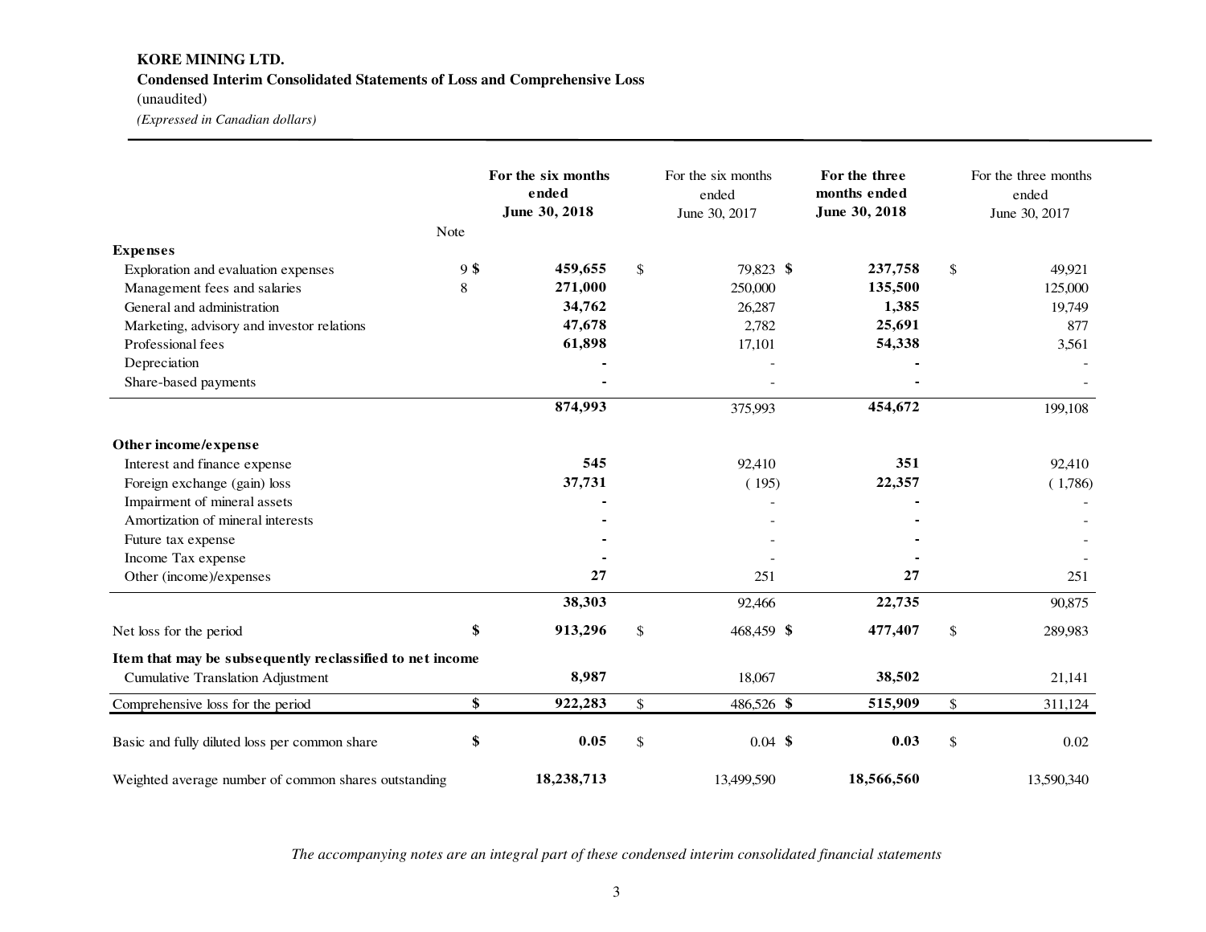**KORE MINING LTD.**
**Condensed Interim Consolidated Statements of Loss and Comprehensive Loss**
(unaudited)
*(Expressed in Canadian dollars)*

| | Note | For the six months ended June 30, 2018 | For the six months ended June 30, 2017 | For the three months ended June 30, 2018 | For the three months ended June 30, 2017 |
|---|---|---|---|---|---|
| **Expenses** | | | | | |
| Exploration and evaluation expenses | 9 | $ 459,655 | $ 79,823 | $ 237,758 | $ 49,921 |
| Management fees and salaries | 8 | 271,000 | 250,000 | 135,500 | 125,000 |
| General and administration | | 34,762 | 26,287 | 1,385 | 19,749 |
| Marketing, advisory and investor relations | | 47,678 | 2,782 | 25,691 | 877 |
| Professional fees | | 61,898 | 17,101 | 54,338 | 3,561 |
| Depreciation | | - | - | - | - |
| Share-based payments | | - | - | - | - |
| | | 874,993 | 375,993 | 454,672 | 199,108 |
| **Other income/expense** | | | | | |
| Interest and finance expense | | 545 | 92,410 | 351 | 92,410 |
| Foreign exchange (gain) loss | | 37,731 | ( 195) | 22,357 | ( 1,786) |
| Impairment of mineral assets | | - | - | - | - |
| Amortization of mineral interests | | - | - | - | - |
| Future tax expense | | - | - | - | - |
| Income Tax expense | | - | - | - | - |
| Other (income)/expenses | | 27 | 251 | 27 | 251 |
| | | 38,303 | 92,466 | 22,735 | 90,875 |
| Net loss for the period | | $ 913,296 | $ 468,459 | $ 477,407 | $ 289,983 |
| **Item that may be subsequently reclassified to net income** | | | | | |
| Cumulative Translation Adjustment | | 8,987 | 18,067 | 38,502 | 21,141 |
| Comprehensive loss for the period | | $ 922,283 | $ 486,526 | $ 515,909 | $ 311,124 |
| Basic and fully diluted loss per common share | | $ 0.05 | $ 0.04 | $ 0.03 | $ 0.02 |
| Weighted average number of common shares outstanding | | 18,238,713 | 13,499,590 | 18,566,560 | 13,590,340 |

*The accompanying notes are an integral part of these condensed interim consolidated financial statements*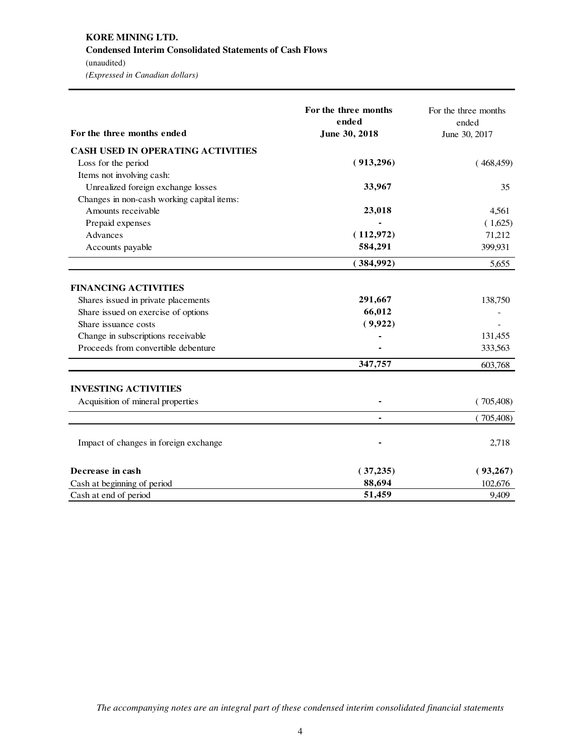**KORE MINING LTD.**
**Condensed Interim Consolidated Statements of Cash Flows**
(unaudited)
*(Expressed in Canadian dollars)*

| For the three months ended | For the three months ended June 30, 2018 | For the three months ended June 30, 2017 |
|---|---|---|
| **CASH USED IN OPERATING ACTIVITIES** | | |
| Loss for the period | **( 913,296)** | ( 468,459) |
| Items not involving cash: | | |
| Unrealized foreign exchange losses | **33,967** | 35 |
| Changes in non-cash working capital items: | | |
| Amounts receivable | **23,018** | 4,561 |
| Prepaid expenses | **-** | ( 1,625) |
| Advances | **( 112,972)** | 71,212 |
| Accounts payable | **584,291** | 399,931 |
| | **( 384,992)** | 5,655 |
| **FINANCING ACTIVITIES** | | |
| Shares issued in private placements | **291,667** | 138,750 |
| Share issued on exercise of options | **66,012** | - |
| Share issuance costs | **( 9,922)** | - |
| Change in subscriptions receivable | **-** | 131,455 |
| Proceeds from convertible debenture | **-** | 333,563 |
| | **347,757** | 603,768 |
| **INVESTING ACTIVITIES** | | |
| Acquisition of mineral properties | **-** | ( 705,408) |
| | **-** | ( 705,408) |
| Impact of changes in foreign exchange | **-** | 2,718 |
| **Decrease in cash** | **( 37,235)** | **( 93,267)** |
| Cash at beginning of period | **88,694** | 102,676 |
| Cash at end of period | **51,459** | 9,409 |

*The accompanying notes are an integral part of these condensed interim consolidated financial statements*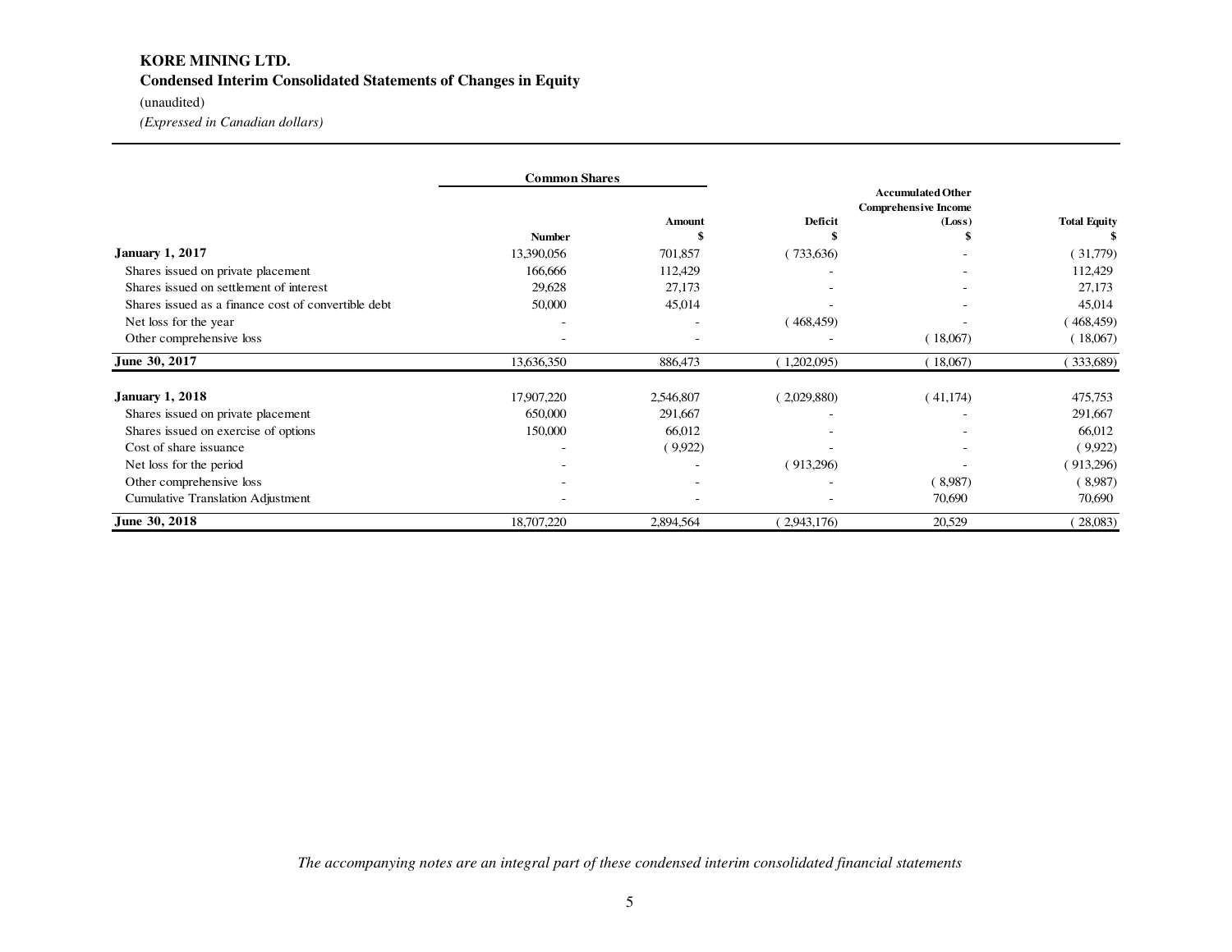**KORE MINING LTD.**

**Condensed Interim Consolidated Statements of Changes in Equity**

(unaudited)

*(Expressed in Canadian dollars)*

| | Common Shares | | | | |
|---|---|---|---|---|---|
| | Number | Amount $ | Deficit $ | Accumulated Other Comprehensive Income (Loss) $ | Total Equity $ |
| **January 1, 2017** | 13,390,056 | 701,857 | ( 733,636) | - | ( 31,779) |
| Shares issued on private placement | 166,666 | 112,429 | - | - | 112,429 |
| Shares issued on settlement of interest | 29,628 | 27,173 | - | - | 27,173 |
| Shares issued as a finance cost of convertible debt | 50,000 | 45,014 | - | - | 45,014 |
| Net loss for the year | - | - | ( 468,459) | - | ( 468,459) |
| Other comprehensive loss | - | - | - | ( 18,067) | ( 18,067) |
| **June 30, 2017** | 13,636,350 | 886,473 | ( 1,202,095) | ( 18,067) | ( 333,689) |
| | | | | | |
| **January 1, 2018** | 17,907,220 | 2,546,807 | ( 2,029,880) | ( 41,174) | 475,753 |
| Shares issued on private placement | 650,000 | 291,667 | - | - | 291,667 |
| Shares issued on exercise of options | 150,000 | 66,012 | - | - | 66,012 |
| Cost of share issuance | - | ( 9,922) | - | - | ( 9,922) |
| Net loss for the period | - | - | ( 913,296) | - | ( 913,296) |
| Other comprehensive loss | - | - | - | ( 8,987) | ( 8,987) |
| Cumulative Translation Adjustment | - | - | - | 70,690 | 70,690 |
| **June 30, 2018** | 18,707,220 | 2,894,564 | ( 2,943,176) | 20,529 | ( 28,083) |

*The accompanying notes are an integral part of these condensed interim consolidated financial statements*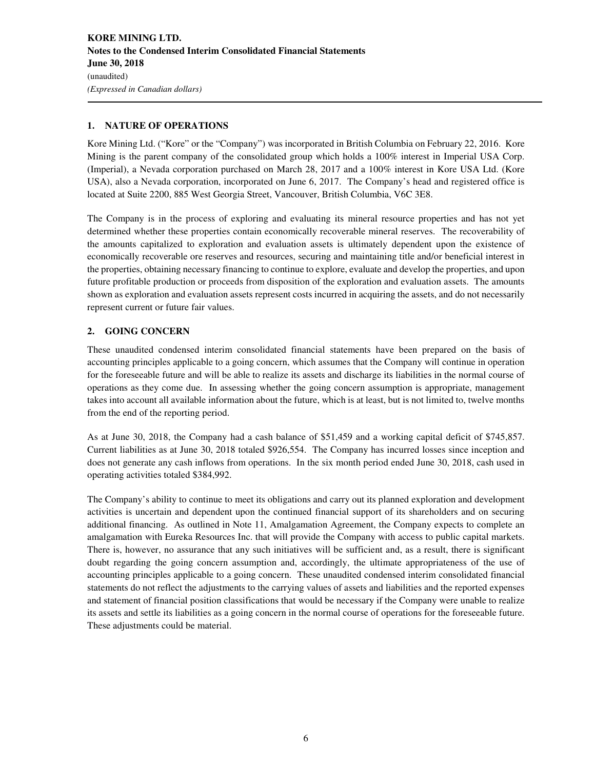## 1. NATURE OF OPERATIONS

Kore Mining Ltd. ("Kore" or the "Company") was incorporated in British Columbia on February 22, 2016. Kore Mining is the parent company of the consolidated group which holds a 100% interest in Imperial USA Corp. (Imperial), a Nevada corporation purchased on March 28, 2017 and a 100% interest in Kore USA Ltd. (Kore USA), also a Nevada corporation, incorporated on June 6, 2017. The Company's head and registered office is located at Suite 2200, 885 West Georgia Street, Vancouver, British Columbia, V6C 3E8.

The Company is in the process of exploring and evaluating its mineral resource properties and has not yet determined whether these properties contain economically recoverable mineral reserves. The recoverability of the amounts capitalized to exploration and evaluation assets is ultimately dependent upon the existence of economically recoverable ore reserves and resources, securing and maintaining title and/or beneficial interest in the properties, obtaining necessary financing to continue to explore, evaluate and develop the properties, and upon future profitable production or proceeds from disposition of the exploration and evaluation assets. The amounts shown as exploration and evaluation assets represent costs incurred in acquiring the assets, and do not necessarily represent current or future fair values.

## 2. GOING CONCERN

These unaudited condensed interim consolidated financial statements have been prepared on the basis of accounting principles applicable to a going concern, which assumes that the Company will continue in operation for the foreseeable future and will be able to realize its assets and discharge its liabilities in the normal course of operations as they come due. In assessing whether the going concern assumption is appropriate, management takes into account all available information about the future, which is at least, but is not limited to, twelve months from the end of the reporting period.

As at June 30, 2018, the Company had a cash balance of $51,459 and a working capital deficit of $745,857. Current liabilities as at June 30, 2018 totaled $926,554. The Company has incurred losses since inception and does not generate any cash inflows from operations. In the six month period ended June 30, 2018, cash used in operating activities totaled $384,992.

The Company's ability to continue to meet its obligations and carry out its planned exploration and development activities is uncertain and dependent upon the continued financial support of its shareholders and on securing additional financing. As outlined in Note 11, Amalgamation Agreement, the Company expects to complete an amalgamation with Eureka Resources Inc. that will provide the Company with access to public capital markets. There is, however, no assurance that any such initiatives will be sufficient and, as a result, there is significant doubt regarding the going concern assumption and, accordingly, the ultimate appropriateness of the use of accounting principles applicable to a going concern. These unaudited condensed interim consolidated financial statements do not reflect the adjustments to the carrying values of assets and liabilities and the reported expenses and statement of financial position classifications that would be necessary if the Company were unable to realize its assets and settle its liabilities as a going concern in the normal course of operations for the foreseeable future. These adjustments could be material.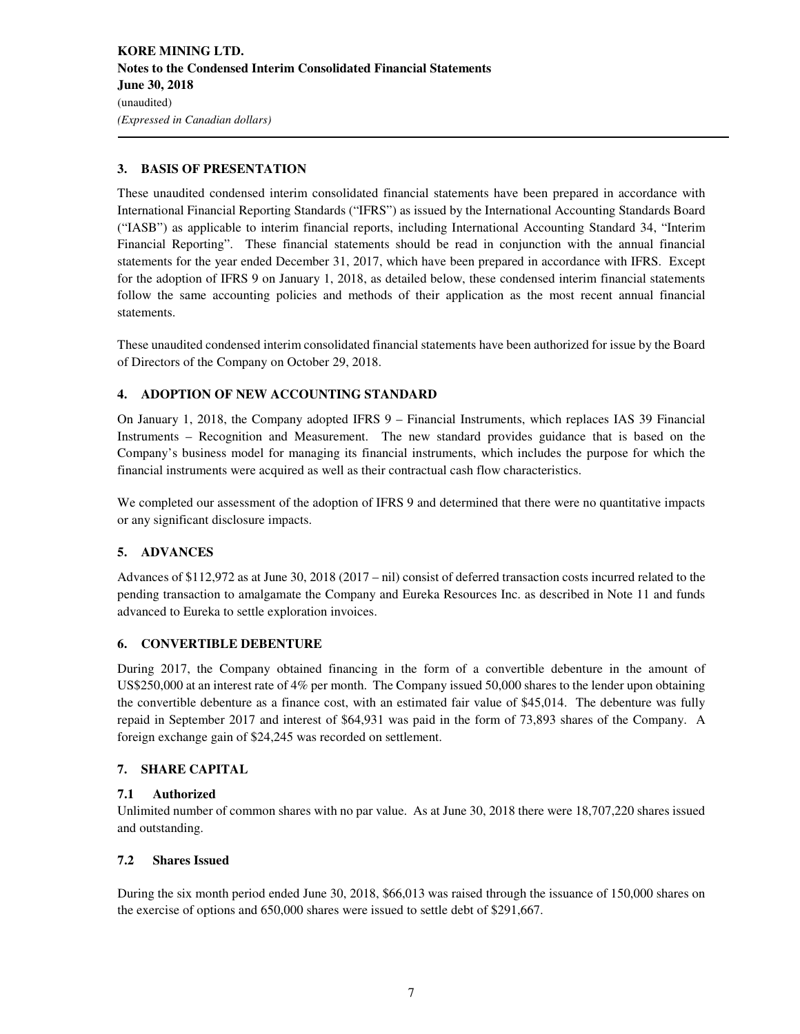## 3. BASIS OF PRESENTATION

These unaudited condensed interim consolidated financial statements have been prepared in accordance with International Financial Reporting Standards ("IFRS") as issued by the International Accounting Standards Board ("IASB") as applicable to interim financial reports, including International Accounting Standard 34, "Interim Financial Reporting". These financial statements should be read in conjunction with the annual financial statements for the year ended December 31, 2017, which have been prepared in accordance with IFRS. Except for the adoption of IFRS 9 on January 1, 2018, as detailed below, these condensed interim financial statements follow the same accounting policies and methods of their application as the most recent annual financial statements.

These unaudited condensed interim consolidated financial statements have been authorized for issue by the Board of Directors of the Company on October 29, 2018.

## 4. ADOPTION OF NEW ACCOUNTING STANDARD

On January 1, 2018, the Company adopted IFRS 9 – Financial Instruments, which replaces IAS 39 Financial Instruments – Recognition and Measurement. The new standard provides guidance that is based on the Company's business model for managing its financial instruments, which includes the purpose for which the financial instruments were acquired as well as their contractual cash flow characteristics.

We completed our assessment of the adoption of IFRS 9 and determined that there were no quantitative impacts or any significant disclosure impacts.

## 5. ADVANCES

Advances of $112,972 as at June 30, 2018 (2017 – nil) consist of deferred transaction costs incurred related to the pending transaction to amalgamate the Company and Eureka Resources Inc. as described in Note 11 and funds advanced to Eureka to settle exploration invoices.

## 6. CONVERTIBLE DEBENTURE

During 2017, the Company obtained financing in the form of a convertible debenture in the amount of US$250,000 at an interest rate of 4% per month. The Company issued 50,000 shares to the lender upon obtaining the convertible debenture as a finance cost, with an estimated fair value of $45,014. The debenture was fully repaid in September 2017 and interest of $64,931 was paid in the form of 73,893 shares of the Company. A foreign exchange gain of $24,245 was recorded on settlement.

## 7. SHARE CAPITAL

### 7.1 Authorized

Unlimited number of common shares with no par value. As at June 30, 2018 there were 18,707,220 shares issued and outstanding.

### 7.2 Shares Issued

During the six month period ended June 30, 2018, $66,013 was raised through the issuance of 150,000 shares on the exercise of options and 650,000 shares were issued to settle debt of $291,667.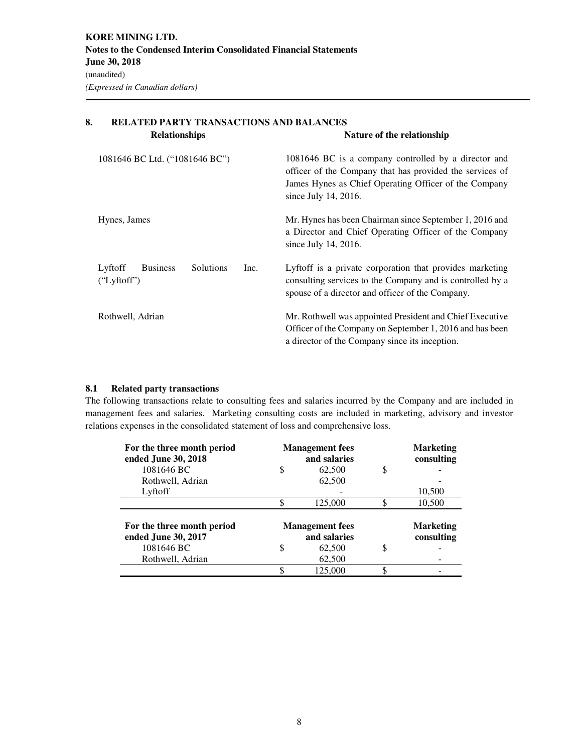## 8. RELATED PARTY TRANSACTIONS AND BALANCES

| Relationships | Nature of the relationship |
|---|---|
| 1081646 BC Ltd. ("1081646 BC") | 1081646 BC is a company controlled by a director and officer of the Company that has provided the services of James Hynes as Chief Operating Officer of the Company since July 14, 2016. |
| Hynes, James | Mr. Hynes has been Chairman since September 1, 2016 and a Director and Chief Operating Officer of the Company since July 14, 2016. |
| Lyftoff Business Solutions Inc. ("Lyftoff") | Lyftoff is a private corporation that provides marketing consulting services to the Company and is controlled by a spouse of a director and officer of the Company. |
| Rothwell, Adrian | Mr. Rothwell was appointed President and Chief Executive Officer of the Company on September 1, 2016 and has been a director of the Company since its inception. |

### 8.1 Related party transactions

The following transactions relate to consulting fees and salaries incurred by the Company and are included in management fees and salaries. Marketing consulting costs are included in marketing, advisory and investor relations expenses in the consolidated statement of loss and comprehensive loss.

| For the three month period ended June 30, 2018 | Management fees and salaries | Marketing consulting |
|---|---|---|
| 1081646 BC | $ 62,500 | $ - |
| Rothwell, Adrian | 62,500 | - |
| Lyftoff | - | 10,500 |
| | $ 125,000 | $ 10,500 |

| For the three month period ended June 30, 2017 | Management fees and salaries | Marketing consulting |
|---|---|---|
| 1081646 BC | $ 62,500 | $ - |
| Rothwell, Adrian | 62,500 | - |
| | $ 125,000 | $ - |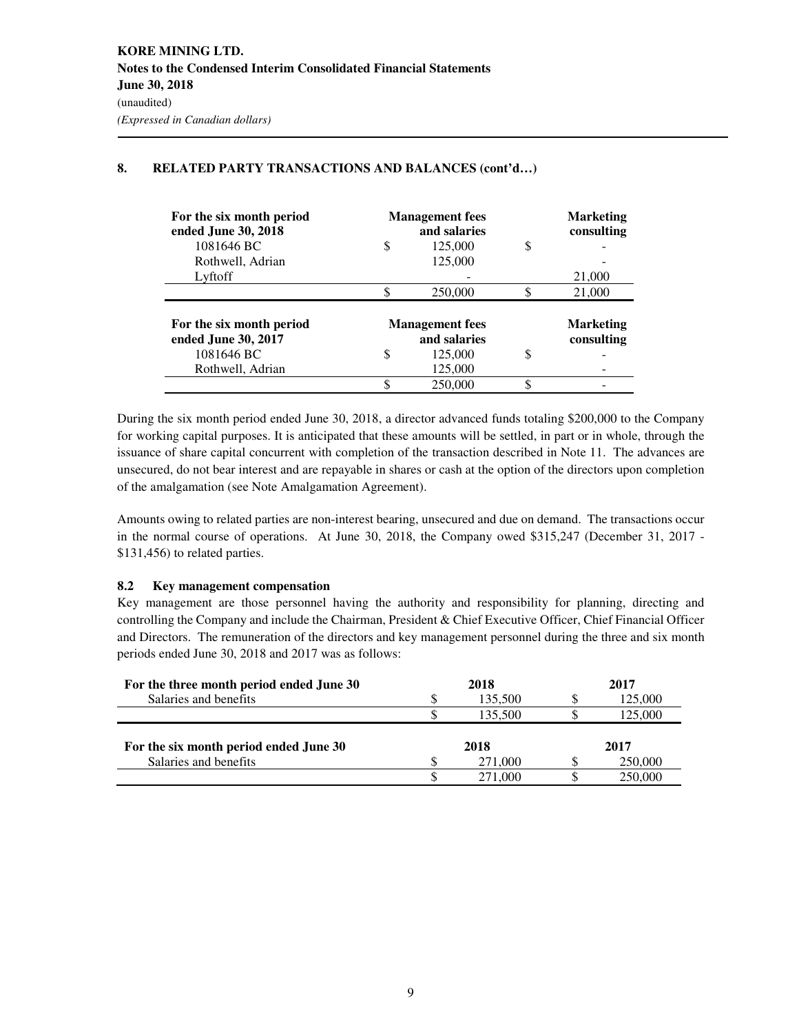## 8. RELATED PARTY TRANSACTIONS AND BALANCES (cont'd…)

| For the six month period ended June 30, 2018 | Management fees and salaries | Marketing consulting |
|---|---|---|
| 1081646 BC | $ 125,000 | $ - |
| Rothwell, Adrian | 125,000 | - |
| Lyftoff | - | 21,000 |
| | $ 250,000 | $ 21,000 |

| For the six month period ended June 30, 2017 | Management fees and salaries | Marketing consulting |
|---|---|---|
| 1081646 BC | $ 125,000 | $ - |
| Rothwell, Adrian | 125,000 | - |
| | $ 250,000 | $ - |

During the six month period ended June 30, 2018, a director advanced funds totaling $200,000 to the Company for working capital purposes. It is anticipated that these amounts will be settled, in part or in whole, through the issuance of share capital concurrent with completion of the transaction described in Note 11. The advances are unsecured, do not bear interest and are repayable in shares or cash at the option of the directors upon completion of the amalgamation (see Note Amalgamation Agreement).

Amounts owing to related parties are non-interest bearing, unsecured and due on demand. The transactions occur in the normal course of operations. At June 30, 2018, the Company owed $315,247 (December 31, 2017 - $131,456) to related parties.

### 8.2 Key management compensation

Key management are those personnel having the authority and responsibility for planning, directing and controlling the Company and include the Chairman, President & Chief Executive Officer, Chief Financial Officer and Directors. The remuneration of the directors and key management personnel during the three and six month periods ended June 30, 2018 and 2017 was as follows:

| For the three month period ended June 30 | 2018 | 2017 |
|---|---|---|
| Salaries and benefits | $ 135,500 | $ 125,000 |
| | $ 135,500 | $ 125,000 |

| For the six month period ended June 30 | 2018 | 2017 |
|---|---|---|
| Salaries and benefits | $ 271,000 | $ 250,000 |
| | $ 271,000 | $ 250,000 |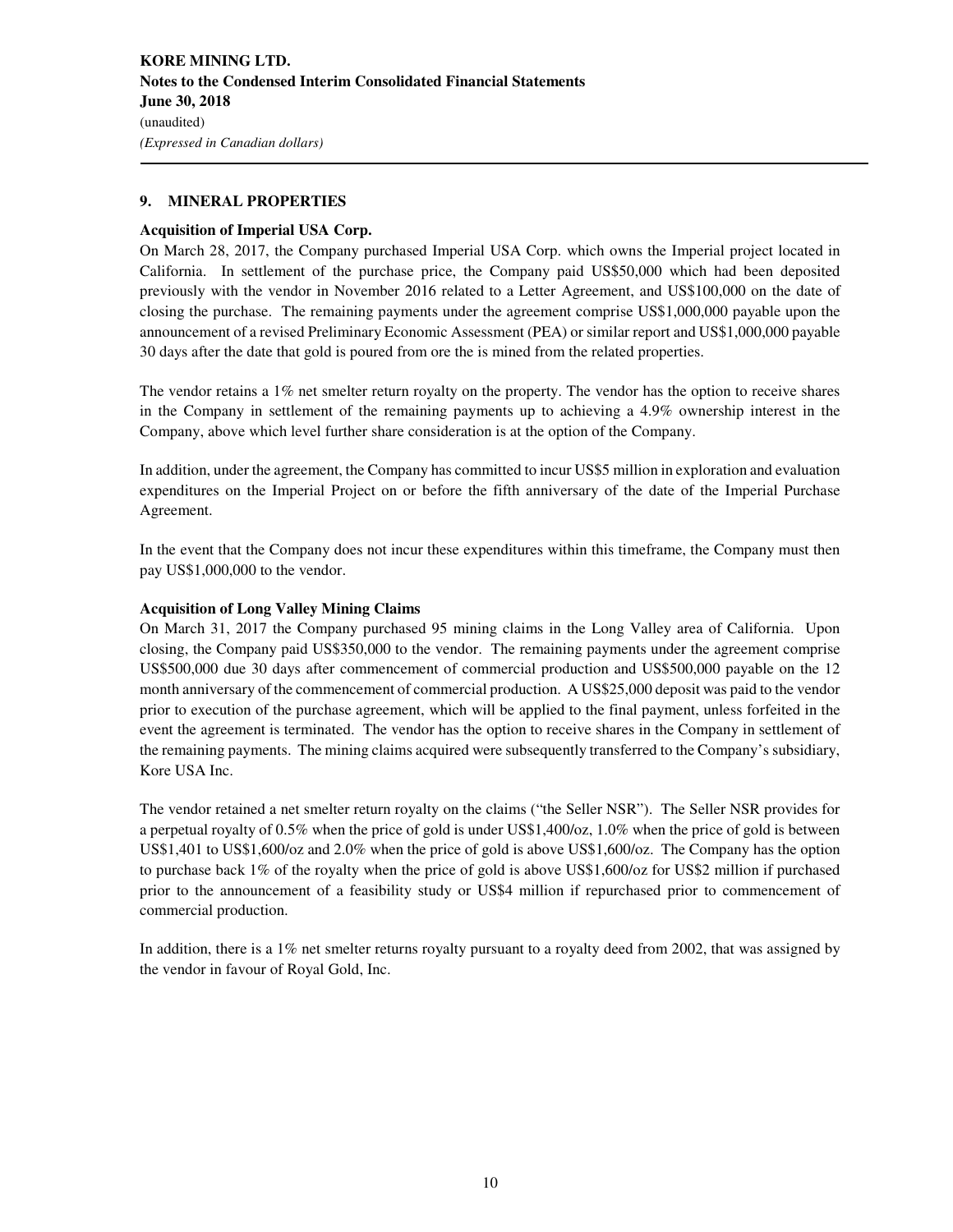## 9. MINERAL PROPERTIES

### Acquisition of Imperial USA Corp.

On March 28, 2017, the Company purchased Imperial USA Corp. which owns the Imperial project located in California. In settlement of the purchase price, the Company paid US$50,000 which had been deposited previously with the vendor in November 2016 related to a Letter Agreement, and US$100,000 on the date of closing the purchase. The remaining payments under the agreement comprise US$1,000,000 payable upon the announcement of a revised Preliminary Economic Assessment (PEA) or similar report and US$1,000,000 payable 30 days after the date that gold is poured from ore the is mined from the related properties.

The vendor retains a 1% net smelter return royalty on the property. The vendor has the option to receive shares in the Company in settlement of the remaining payments up to achieving a 4.9% ownership interest in the Company, above which level further share consideration is at the option of the Company.

In addition, under the agreement, the Company has committed to incur US$5 million in exploration and evaluation expenditures on the Imperial Project on or before the fifth anniversary of the date of the Imperial Purchase Agreement.

In the event that the Company does not incur these expenditures within this timeframe, the Company must then pay US$1,000,000 to the vendor.

### Acquisition of Long Valley Mining Claims

On March 31, 2017 the Company purchased 95 mining claims in the Long Valley area of California. Upon closing, the Company paid US$350,000 to the vendor. The remaining payments under the agreement comprise US$500,000 due 30 days after commencement of commercial production and US$500,000 payable on the 12 month anniversary of the commencement of commercial production. A US$25,000 deposit was paid to the vendor prior to execution of the purchase agreement, which will be applied to the final payment, unless forfeited in the event the agreement is terminated. The vendor has the option to receive shares in the Company in settlement of the remaining payments. The mining claims acquired were subsequently transferred to the Company's subsidiary, Kore USA Inc.

The vendor retained a net smelter return royalty on the claims ("the Seller NSR"). The Seller NSR provides for a perpetual royalty of 0.5% when the price of gold is under US$1,400/oz, 1.0% when the price of gold is between US$1,401 to US$1,600/oz and 2.0% when the price of gold is above US$1,600/oz. The Company has the option to purchase back 1% of the royalty when the price of gold is above US$1,600/oz for US$2 million if purchased prior to the announcement of a feasibility study or US$4 million if repurchased prior to commencement of commercial production.

In addition, there is a 1% net smelter returns royalty pursuant to a royalty deed from 2002, that was assigned by the vendor in favour of Royal Gold, Inc.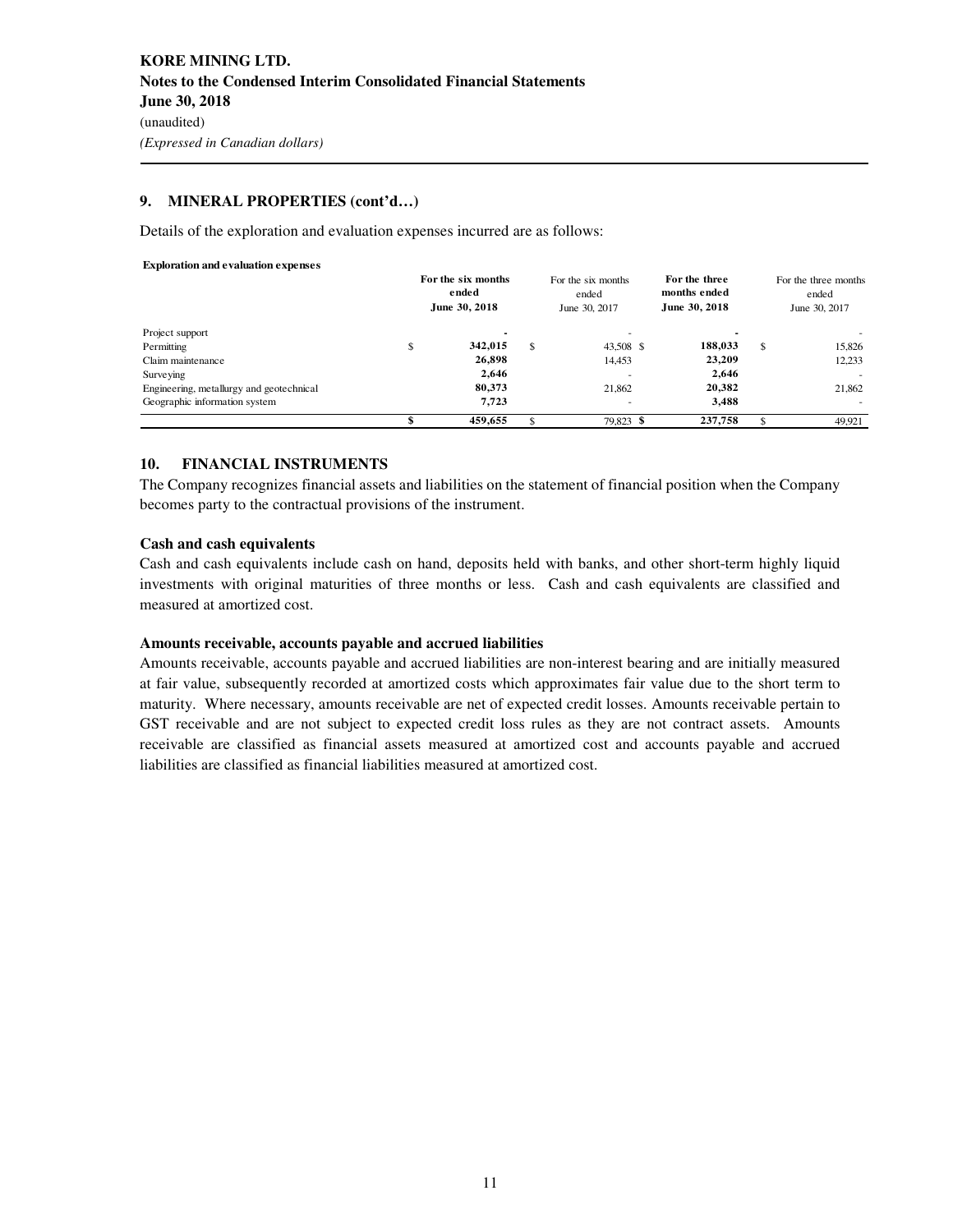## 9. MINERAL PROPERTIES (cont'd…)

Details of the exploration and evaluation expenses incurred are as follows:

**Exploration and evaluation expenses**

| | For the six months ended June 30, 2018 | For the six months ended June 30, 2017 | For the three months ended June 30, 2018 | For the three months ended June 30, 2017 |
|---|---|---|---|---|
| Project support | - | - | - | - |
| Permitting | $ 342,015 | $ 43,508 | $ 188,033 | $ 15,826 |
| Claim maintenance | 26,898 | 14,453 | 23,209 | 12,233 |
| Surveying | 2,646 | - | 2,646 | - |
| Engineering, metallurgy and geotechnical | 80,373 | 21,862 | 20,382 | 21,862 |
| Geographic information system | 7,723 | - | 3,488 | - |
| | $ 459,655 | $ 79,823 | $ 237,758 | $ 49,921 |

## 10. FINANCIAL INSTRUMENTS

The Company recognizes financial assets and liabilities on the statement of financial position when the Company becomes party to the contractual provisions of the instrument.

**Cash and cash equivalents**

Cash and cash equivalents include cash on hand, deposits held with banks, and other short-term highly liquid investments with original maturities of three months or less. Cash and cash equivalents are classified and measured at amortized cost.

**Amounts receivable, accounts payable and accrued liabilities**

Amounts receivable, accounts payable and accrued liabilities are non-interest bearing and are initially measured at fair value, subsequently recorded at amortized costs which approximates fair value due to the short term to maturity. Where necessary, amounts receivable are net of expected credit losses. Amounts receivable pertain to GST receivable and are not subject to expected credit loss rules as they are not contract assets. Amounts receivable are classified as financial assets measured at amortized cost and accounts payable and accrued liabilities are classified as financial liabilities measured at amortized cost.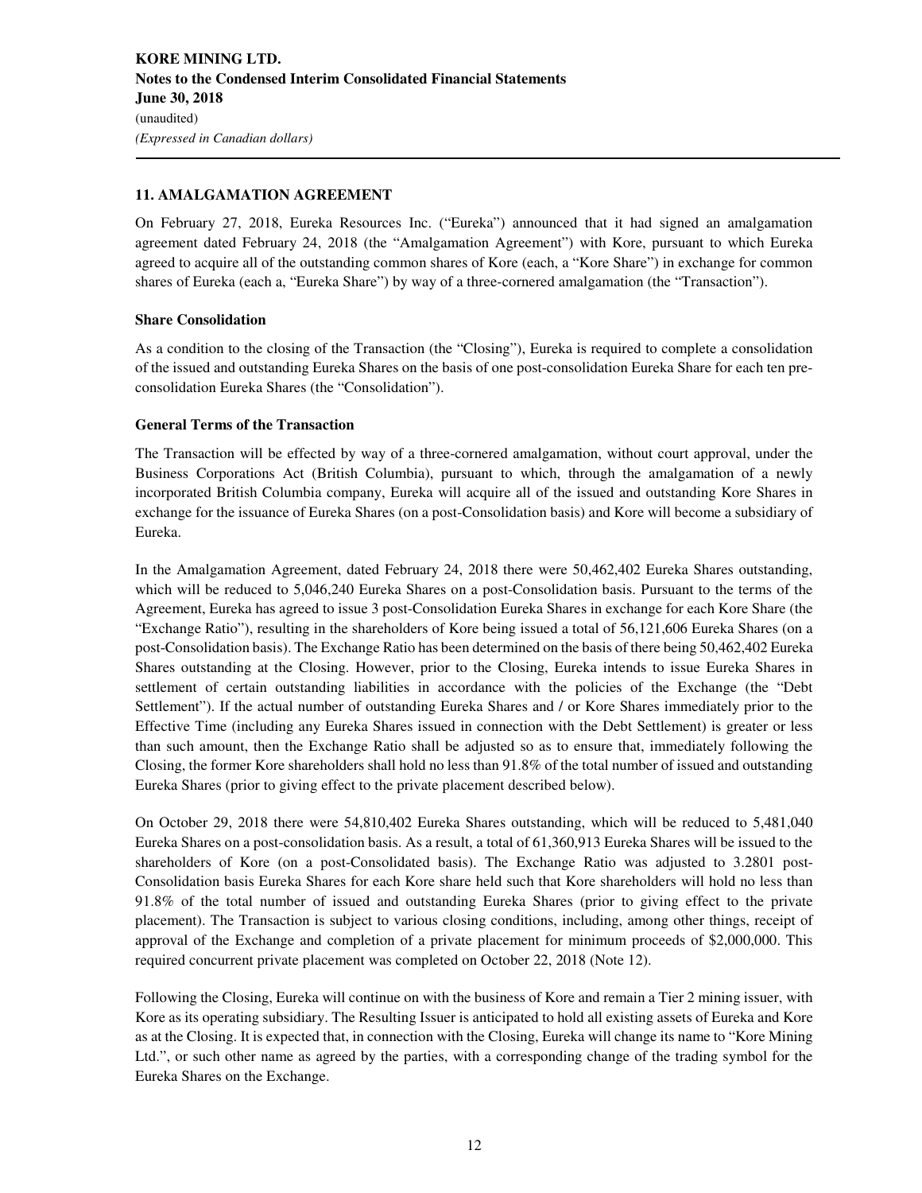## 11. AMALGAMATION AGREEMENT

On February 27, 2018, Eureka Resources Inc. ("Eureka") announced that it had signed an amalgamation agreement dated February 24, 2018 (the "Amalgamation Agreement") with Kore, pursuant to which Eureka agreed to acquire all of the outstanding common shares of Kore (each, a "Kore Share") in exchange for common shares of Eureka (each a, "Eureka Share") by way of a three-cornered amalgamation (the "Transaction").

### Share Consolidation

As a condition to the closing of the Transaction (the "Closing"), Eureka is required to complete a consolidation of the issued and outstanding Eureka Shares on the basis of one post-consolidation Eureka Share for each ten pre-consolidation Eureka Shares (the "Consolidation").

### General Terms of the Transaction

The Transaction will be effected by way of a three-cornered amalgamation, without court approval, under the Business Corporations Act (British Columbia), pursuant to which, through the amalgamation of a newly incorporated British Columbia company, Eureka will acquire all of the issued and outstanding Kore Shares in exchange for the issuance of Eureka Shares (on a post-Consolidation basis) and Kore will become a subsidiary of Eureka.

In the Amalgamation Agreement, dated February 24, 2018 there were 50,462,402 Eureka Shares outstanding, which will be reduced to 5,046,240 Eureka Shares on a post-Consolidation basis. Pursuant to the terms of the Agreement, Eureka has agreed to issue 3 post-Consolidation Eureka Shares in exchange for each Kore Share (the "Exchange Ratio"), resulting in the shareholders of Kore being issued a total of 56,121,606 Eureka Shares (on a post-Consolidation basis). The Exchange Ratio has been determined on the basis of there being 50,462,402 Eureka Shares outstanding at the Closing. However, prior to the Closing, Eureka intends to issue Eureka Shares in settlement of certain outstanding liabilities in accordance with the policies of the Exchange (the "Debt Settlement"). If the actual number of outstanding Eureka Shares and / or Kore Shares immediately prior to the Effective Time (including any Eureka Shares issued in connection with the Debt Settlement) is greater or less than such amount, then the Exchange Ratio shall be adjusted so as to ensure that, immediately following the Closing, the former Kore shareholders shall hold no less than 91.8% of the total number of issued and outstanding Eureka Shares (prior to giving effect to the private placement described below).

On October 29, 2018 there were 54,810,402 Eureka Shares outstanding, which will be reduced to 5,481,040 Eureka Shares on a post-consolidation basis. As a result, a total of 61,360,913 Eureka Shares will be issued to the shareholders of Kore (on a post-Consolidated basis). The Exchange Ratio was adjusted to 3.2801 post-Consolidation basis Eureka Shares for each Kore share held such that Kore shareholders will hold no less than 91.8% of the total number of issued and outstanding Eureka Shares (prior to giving effect to the private placement). The Transaction is subject to various closing conditions, including, among other things, receipt of approval of the Exchange and completion of a private placement for minimum proceeds of $2,000,000. This required concurrent private placement was completed on October 22, 2018 (Note 12).

Following the Closing, Eureka will continue on with the business of Kore and remain a Tier 2 mining issuer, with Kore as its operating subsidiary. The Resulting Issuer is anticipated to hold all existing assets of Eureka and Kore as at the Closing. It is expected that, in connection with the Closing, Eureka will change its name to "Kore Mining Ltd.", or such other name as agreed by the parties, with a corresponding change of the trading symbol for the Eureka Shares on the Exchange.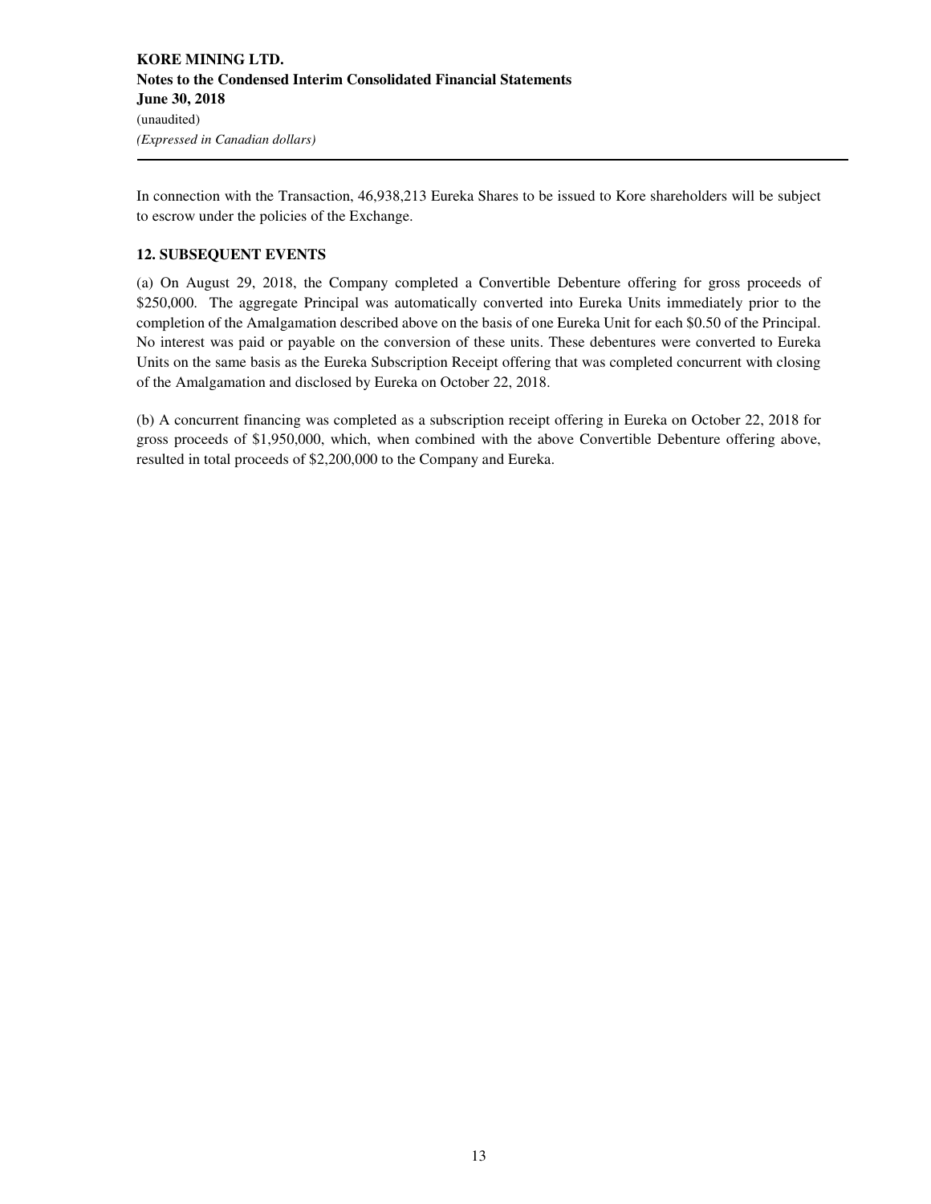In connection with the Transaction, 46,938,213 Eureka Shares to be issued to Kore shareholders will be subject to escrow under the policies of the Exchange.

**12. SUBSEQUENT EVENTS**

(a) On August 29, 2018, the Company completed a Convertible Debenture offering for gross proceeds of $250,000. The aggregate Principal was automatically converted into Eureka Units immediately prior to the completion of the Amalgamation described above on the basis of one Eureka Unit for each $0.50 of the Principal. No interest was paid or payable on the conversion of these units. These debentures were converted to Eureka Units on the same basis as the Eureka Subscription Receipt offering that was completed concurrent with closing of the Amalgamation and disclosed by Eureka on October 22, 2018.

(b) A concurrent financing was completed as a subscription receipt offering in Eureka on October 22, 2018 for gross proceeds of $1,950,000, which, when combined with the above Convertible Debenture offering above, resulted in total proceeds of $2,200,000 to the Company and Eureka.